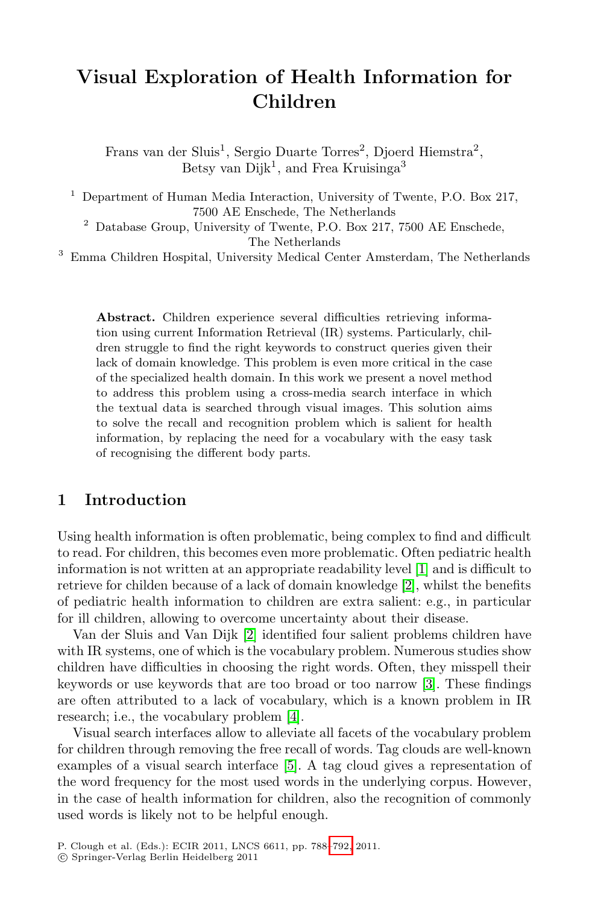# Visual Exploration of Health Information for Children

Frans van der Sluis[1], Sergio Duarte Torres[2], Djoerd Hiemstra[2], Betsy van Dijk[1], and Frea Kruisinga[3]

[1] Department of Human Media Interaction, University of Twente, P.O. Box 217, 7500 AE Enschede, The Netherlands

[2] Database Group, University of Twente, P.O. Box 217, 7500 AE Enschede, The Netherlands

[3] Emma Children Hospital, University Medical Center Amsterdam, The Netherlands

**Abstract.** Children experience several difficulties retrieving information using current Information Retrieval (IR) systems. Particularly, children struggle to find the right keywords to construct queries given their lack of domain knowledge. This problem is even more critical in the case of the specialized health domain. In this work we present a novel method to address this problem using a cross-media search interface in which the textual data is searched through visual images. This solution aims to solve the recall and recognition problem which is salient for health information, by replacing the need for a vocabulary with the easy task of recognising the different body parts.

## 1 Introduction

Using health information is often problematic, being complex to find and difficult to read. For children, this becomes even more problematic. Often pediatric health information is not written at an appropriate readability level [1] and is difficult to retrieve for childen because of a lack of domain knowledge [2], whilst the benefits of pediatric health information to children are extra salient: e.g., in particular for ill children, allowing to overcome uncertainty about their disease.

Van der Sluis and Van Dijk [2] identified four salient problems children have with IR systems, one of which is the vocabulary problem. Numerous studies show children have difficulties in choosing the right words. Often, they misspell their keywords or use keywords that are too broad or too narrow [3]. These findings are often attributed to a lack of vocabulary, which is a known problem in IR research; i.e., the vocabulary problem [4].

Visual search interfaces allow to alleviate all facets of the vocabulary problem for children through removing the free recall of words. Tag clouds are well-known examples of a visual search interface [5]. A tag cloud gives a representation of the word frequency for the most used words in the underlying corpus. However, in the case of health information for children, also the recognition of commonly used words is likely not to be helpful enough.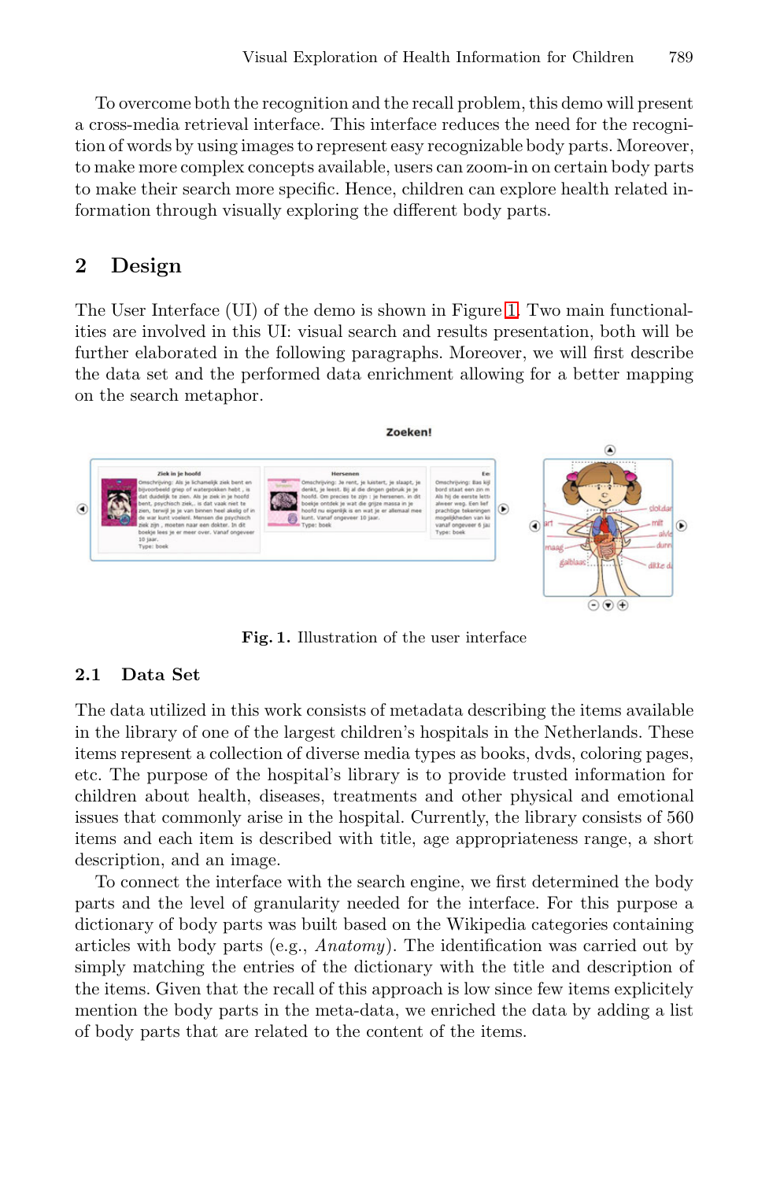To overcome both the recognition and the recall problem, this demo will present a cross-media retrieval interface. This interface reduces the need for the recognition of words by using images to represent easy recognizable body parts. Moreover, to make more complex concepts available, users can zoom-in on certain body parts to make their search more specific. Hence, children can explore health related information through visually exploring the different body parts.

## 2 Design

The User Interface (UI) of the demo is shown in Figure 1. Two main functionalities are involved in this UI: visual search and results presentation, both will be further elaborated in the following paragraphs. Moreover, we will first describe the data set and the performed data enrichment allowing for a better mapping on the search metaphor.

**Fig. 1.** Illustration of the user interface

### 2.1 Data Set

The data utilized in this work consists of metadata describing the items available in the library of one of the largest children's hospitals in the Netherlands. These items represent a collection of diverse media types as books, dvds, coloring pages, etc. The purpose of the hospital's library is to provide trusted information for children about health, diseases, treatments and other physical and emotional issues that commonly arise in the hospital. Currently, the library consists of 560 items and each item is described with title, age appropriateness range, a short description, and an image.

To connect the interface with the search engine, we first determined the body parts and the level of granularity needed for the interface. For this purpose a dictionary of body parts was built based on the Wikipedia categories containing articles with body parts (e.g., *Anatomy*). The identification was carried out by simply matching the entries of the dictionary with the title and description of the items. Given that the recall of this approach is low since few items explicitely mention the body parts in the meta-data, we enriched the data by adding a list of body parts that are related to the content of the items.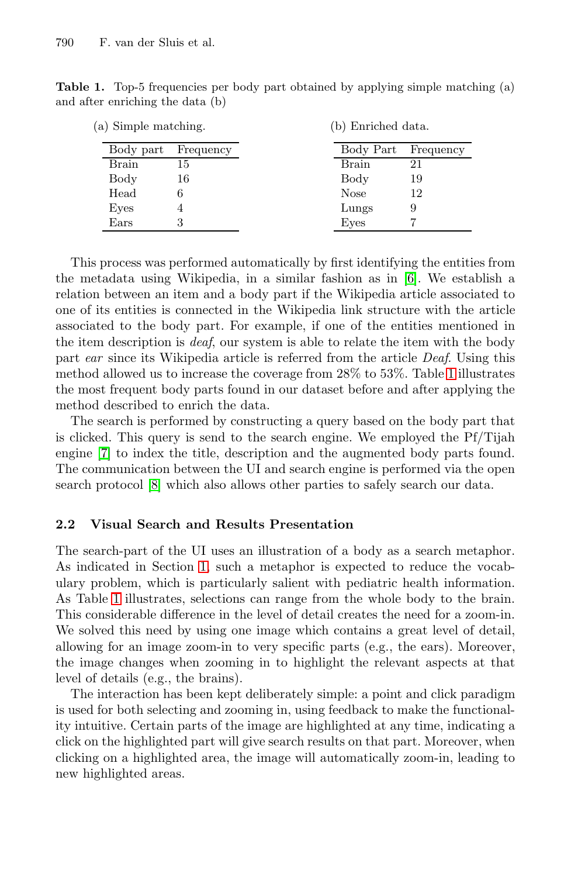**Table 1.** Top-5 frequencies per body part obtained by applying simple matching (a) and after enriching the data (b)

(a) Simple matching.

| Body part | Frequency |
|---|---|
| Brain | 15 |
| Body | 16 |
| Head | 6 |
| Eyes | 4 |
| Ears | 3 |

(b) Enriched data.

| Body Part | Frequency |
|---|---|
| Brain | 21 |
| Body | 19 |
| Nose | 12 |
| Lungs | 9 |
| Eyes | 7 |

This process was performed automatically by first identifying the entities from the metadata using Wikipedia, in a similar fashion as in [6]. We establish a relation between an item and a body part if the Wikipedia article associated to one of its entities is connected in the Wikipedia link structure with the article associated to the body part. For example, if one of the entities mentioned in the item description is *deaf*, our system is able to relate the item with the body part *ear* since its Wikipedia article is referred from the article *Deaf*. Using this method allowed us to increase the coverage from 28% to 53%. Table 1 illustrates the most frequent body parts found in our dataset before and after applying the method described to enrich the data.

The search is performed by constructing a query based on the body part that is clicked. This query is send to the search engine. We employed the Pf/Tijah engine [7] to index the title, description and the augmented body parts found. The communication between the UI and search engine is performed via the open search protocol [8] which also allows other parties to safely search our data.

### 2.2 Visual Search and Results Presentation

The search-part of the UI uses an illustration of a body as a search metaphor. As indicated in Section 1, such a metaphor is expected to reduce the vocabulary problem, which is particularly salient with pediatric health information. As Table 1 illustrates, selections can range from the whole body to the brain. This considerable difference in the level of detail creates the need for a zoom-in. We solved this need by using one image which contains a great level of detail, allowing for an image zoom-in to very specific parts (e.g., the ears). Moreover, the image changes when zooming in to highlight the relevant aspects at that level of details (e.g., the brains).

The interaction has been kept deliberately simple: a point and click paradigm is used for both selecting and zooming in, using feedback to make the functionality intuitive. Certain parts of the image are highlighted at any time, indicating a click on the highlighted part will give search results on that part. Moreover, when clicking on a highlighted area, the image will automatically zoom-in, leading to new highlighted areas.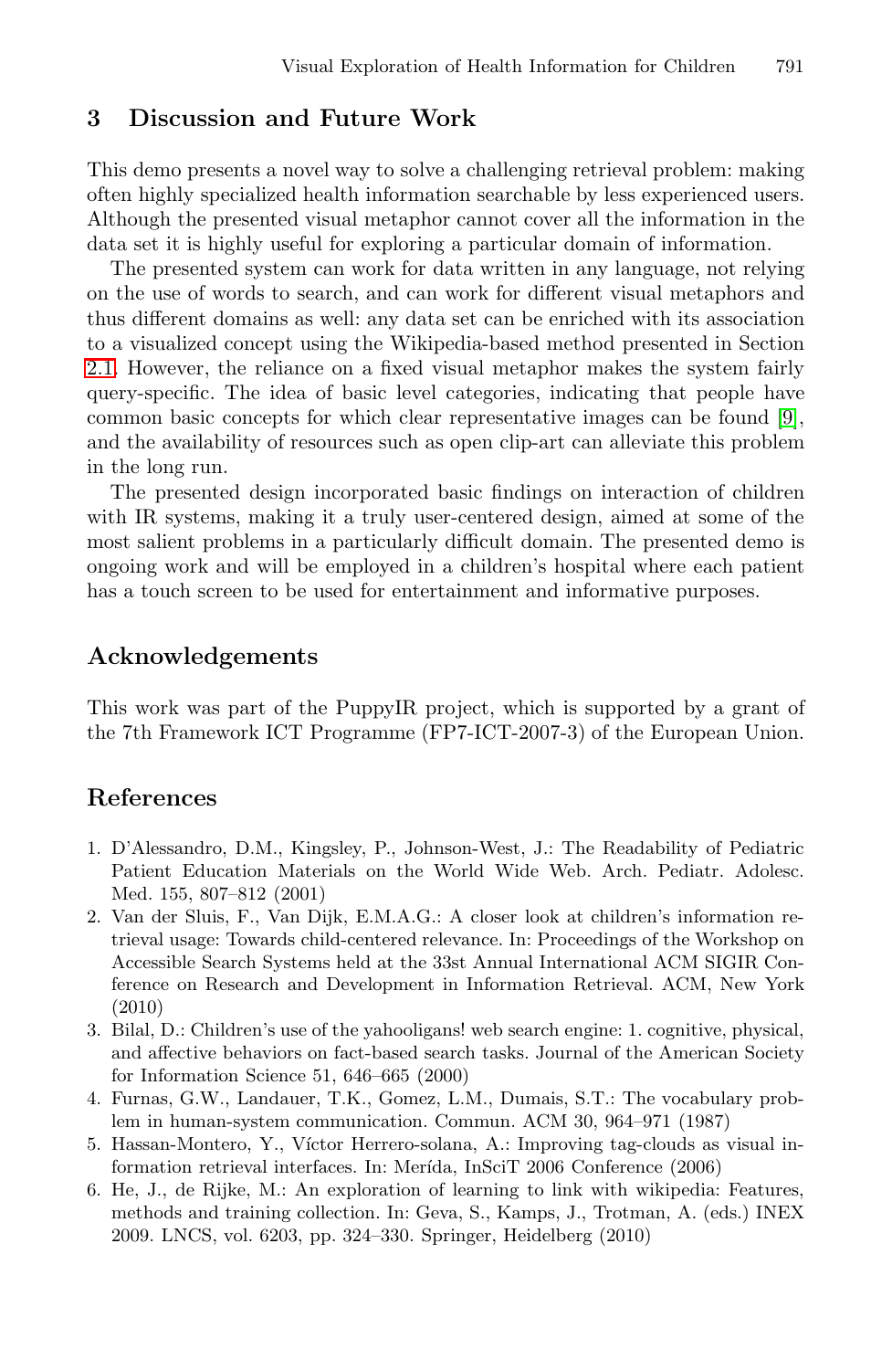## 3 Discussion and Future Work

This demo presents a novel way to solve a challenging retrieval problem: making often highly specialized health information searchable by less experienced users. Although the presented visual metaphor cannot cover all the information in the data set it is highly useful for exploring a particular domain of information.

The presented system can work for data written in any language, not relying on the use of words to search, and can work for different visual metaphors and thus different domains as well: any data set can be enriched with its association to a visualized concept using the Wikipedia-based method presented in Section 2.1. However, the reliance on a fixed visual metaphor makes the system fairly query-specific. The idea of basic level categories, indicating that people have common basic concepts for which clear representative images can be found [9], and the availability of resources such as open clip-art can alleviate this problem in the long run.

The presented design incorporated basic findings on interaction of children with IR systems, making it a truly user-centered design, aimed at some of the most salient problems in a particularly difficult domain. The presented demo is ongoing work and will be employed in a children's hospital where each patient has a touch screen to be used for entertainment and informative purposes.

## Acknowledgements

This work was part of the PuppyIR project, which is supported by a grant of the 7th Framework ICT Programme (FP7-ICT-2007-3) of the European Union.

## References

1. D'Alessandro, D.M., Kingsley, P., Johnson-West, J.: The Readability of Pediatric Patient Education Materials on the World Wide Web. Arch. Pediatr. Adolesc. Med. 155, 807–812 (2001)
2. Van der Sluis, F., Van Dijk, E.M.A.G.: A closer look at children's information retrieval usage: Towards child-centered relevance. In: Proceedings of the Workshop on Accessible Search Systems held at the 33st Annual International ACM SIGIR Conference on Research and Development in Information Retrieval. ACM, New York (2010)
3. Bilal, D.: Children's use of the yahooligans! web search engine: 1. cognitive, physical, and affective behaviors on fact-based search tasks. Journal of the American Society for Information Science 51, 646–665 (2000)
4. Furnas, G.W., Landauer, T.K., Gomez, L.M., Dumais, S.T.: The vocabulary problem in human-system communication. Commun. ACM 30, 964–971 (1987)
5. Hassan-Montero, Y., Víctor Herrero-solana, A.: Improving tag-clouds as visual information retrieval interfaces. In: Merída, InSciT 2006 Conference (2006)
6. He, J., de Rijke, M.: An exploration of learning to link with wikipedia: Features, methods and training collection. In: Geva, S., Kamps, J., Trotman, A. (eds.) INEX 2009. LNCS, vol. 6203, pp. 324–330. Springer, Heidelberg (2010)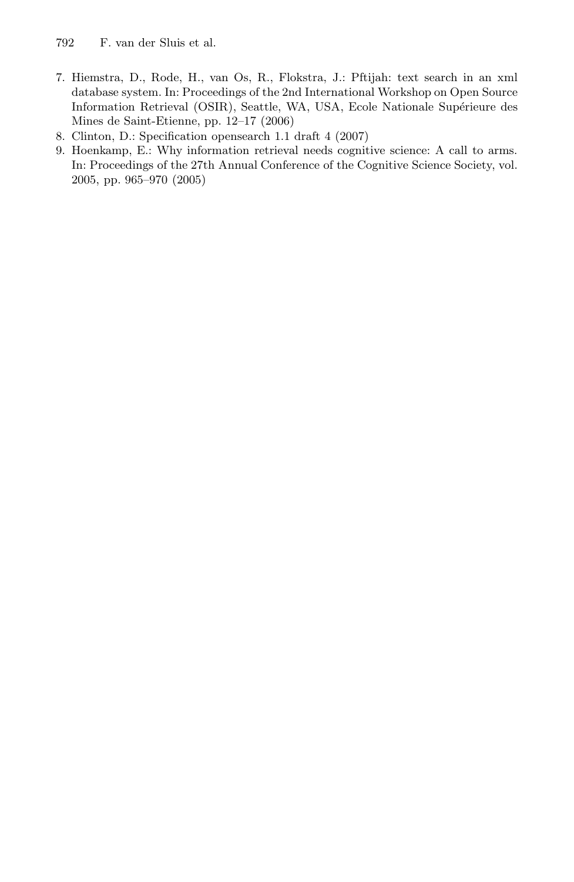7. Hiemstra, D., Rode, H., van Os, R., Flokstra, J.: Pftijah: text search in an xml database system. In: Proceedings of the 2nd International Workshop on Open Source Information Retrieval (OSIR), Seattle, WA, USA, Ecole Nationale Supérieure des Mines de Saint-Etienne, pp. 12–17 (2006)
8. Clinton, D.: Specification opensearch 1.1 draft 4 (2007)
9. Hoenkamp, E.: Why information retrieval needs cognitive science: A call to arms. In: Proceedings of the 27th Annual Conference of the Cognitive Science Society, vol. 2005, pp. 965–970 (2005)